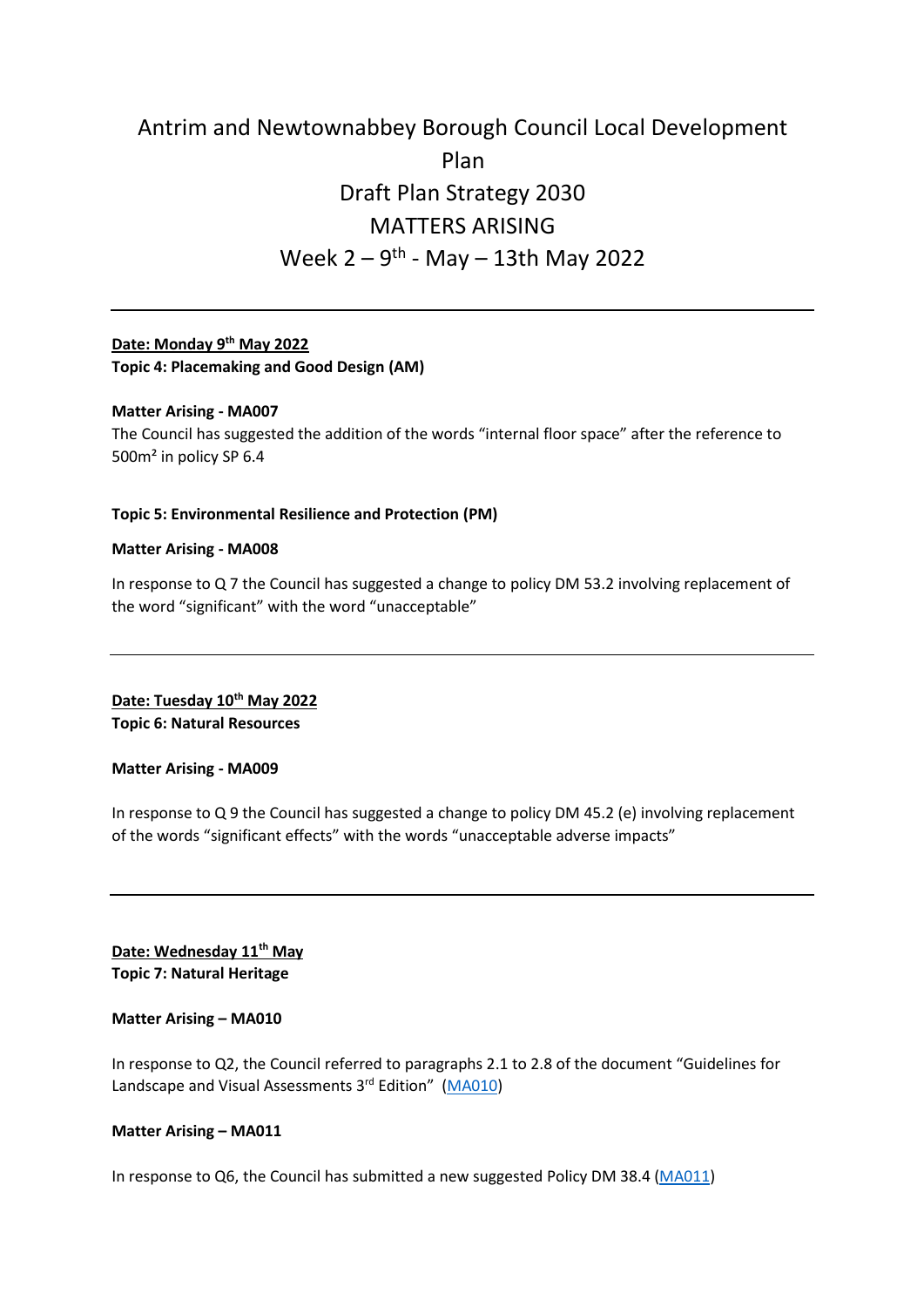# Antrim and Newtownabbey Borough Council Local Development Plan
# Draft Plan Strategy 2030
# MATTERS ARISING
# Week 2 – 9th - May – 13th May 2022

---

**Date: Monday 9th May 2022**

**Topic 4: Placemaking and Good Design (AM)**

**Matter Arising - MA007**

The Council has suggested the addition of the words "internal floor space" after the reference to 500m² in policy SP 6.4

**Topic 5: Environmental Resilience and Protection (PM)**

**Matter Arising - MA008**

In response to Q 7 the Council has suggested a change to policy DM 53.2 involving replacement of the word "significant" with the word "unacceptable"

---

**Date: Tuesday 10th May 2022**

**Topic 6: Natural Resources**

**Matter Arising - MA009**

In response to Q 9 the Council has suggested a change to policy DM 45.2 (e) involving replacement of the words "significant effects" with the words "unacceptable adverse impacts"

---

**Date: Wednesday 11th May**

**Topic 7: Natural Heritage**

**Matter Arising – MA010**

In response to Q2, the Council referred to paragraphs 2.1 to 2.8 of the document "Guidelines for Landscape and Visual Assessments 3rd Edition" (MA010)

**Matter Arising – MA011**

In response to Q6, the Council has submitted a new suggested Policy DM 38.4 (MA011)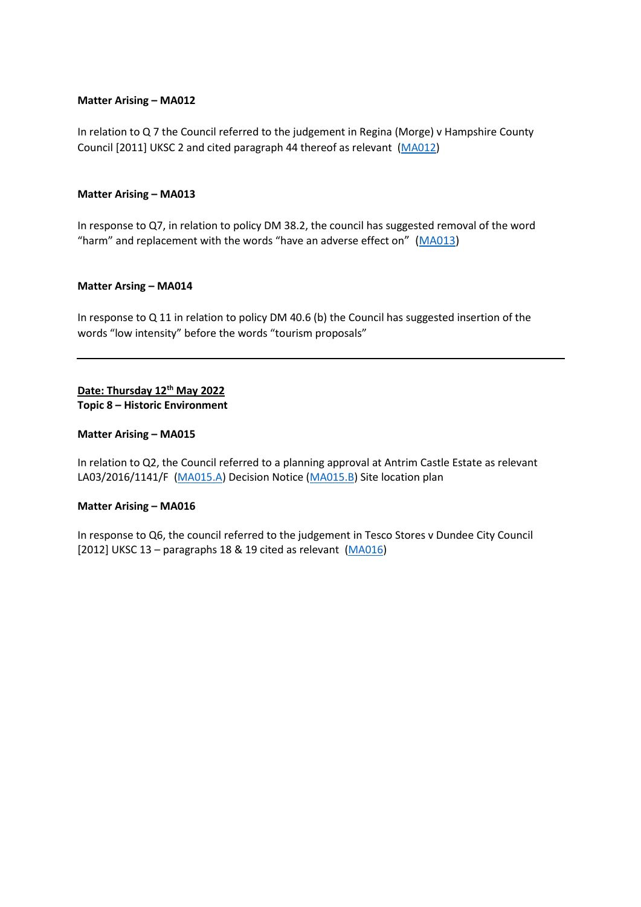**Matter Arising – MA012**

In relation to Q 7 the Council referred to the judgement in Regina (Morge) v Hampshire County Council [2011] UKSC 2 and cited paragraph 44 thereof as relevant (MA012)

**Matter Arising – MA013**

In response to Q7, in relation to policy DM 38.2, the council has suggested removal of the word “harm” and replacement with the words “have an adverse effect on” (MA013)

**Matter Arsing – MA014**

In response to Q 11 in relation to policy DM 40.6 (b) the Council has suggested insertion of the words “low intensity” before the words “tourism proposals”

---

**Date: Thursday 12th May 2022**
**Topic 8 – Historic Environment**

**Matter Arising – MA015**

In relation to Q2, the Council referred to a planning approval at Antrim Castle Estate as relevant LA03/2016/1141/F (MA015.A) Decision Notice (MA015.B) Site location plan

**Matter Arising – MA016**

In response to Q6, the council referred to the judgement in Tesco Stores v Dundee City Council [2012] UKSC 13 – paragraphs 18 & 19 cited as relevant (MA016)